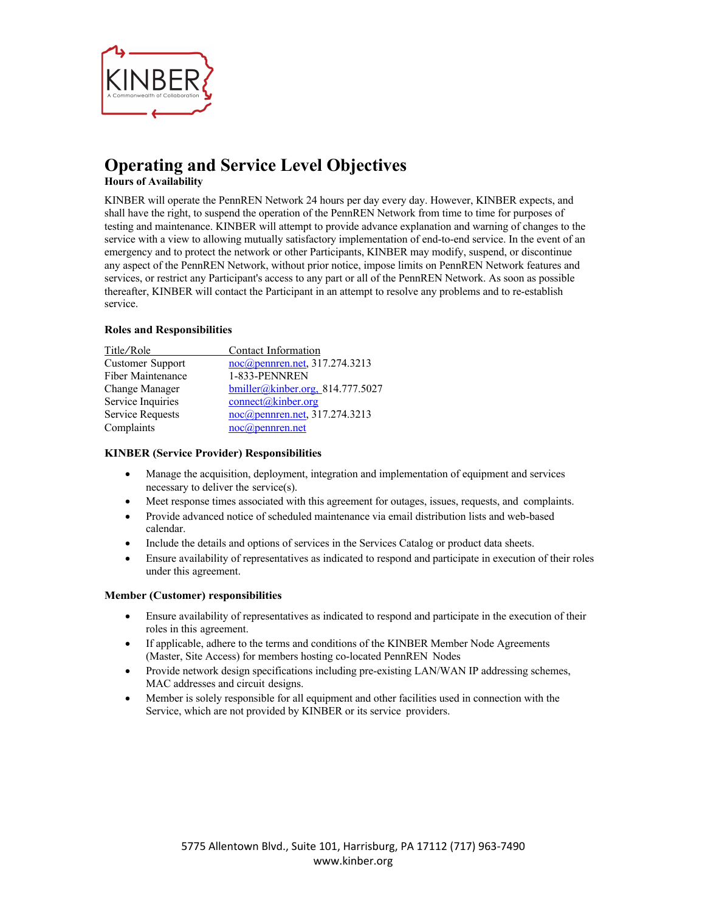# Operating and Service Level Objectives

**Hours of Availability**

KINBER will operate the PennREN Network 24 hours per day every day. However, KINBER expects, and shall have the right, to suspend the operation of the PennREN Network from time to time for purposes of testing and maintenance. KINBER will attempt to provide advance explanation and warning of changes to the service with a view to allowing mutually satisfactory implementation of end-to-end service. In the event of an emergency and to protect the network or other Participants, KINBER may modify, suspend, or discontinue any aspect of the PennREN Network, without prior notice, impose limits on PennREN Network features and services, or restrict any Participant's access to any part or all of the PennREN Network. As soon as possible thereafter, KINBER will contact the Participant in an attempt to resolve any problems and to re-establish service.

**Roles and Responsibilities**

| Title/Role | Contact Information |
|---|---|
| Customer Support | noc@pennren.net, 317.274.3213 |
| Fiber Maintenance | 1-833-PENNREN |
| Change Manager | bmiller@kinber.org, 814.777.5027 |
| Service Inquiries | connect@kinber.org |
| Service Requests | noc@pennren.net, 317.274.3213 |
| Complaints | noc@pennren.net |

**KINBER (Service Provider) Responsibilities**

- Manage the acquisition, deployment, integration and implementation of equipment and services necessary to deliver the service(s).
- Meet response times associated with this agreement for outages, issues, requests, and complaints.
- Provide advanced notice of scheduled maintenance via email distribution lists and web-based calendar.
- Include the details and options of services in the Services Catalog or product data sheets.
- Ensure availability of representatives as indicated to respond and participate in execution of their roles under this agreement.

**Member (Customer) responsibilities**

- Ensure availability of representatives as indicated to respond and participate in the execution of their roles in this agreement.
- If applicable, adhere to the terms and conditions of the KINBER Member Node Agreements (Master, Site Access) for members hosting co-located PennREN Nodes
- Provide network design specifications including pre-existing LAN/WAN IP addressing schemes, MAC addresses and circuit designs.
- Member is solely responsible for all equipment and other facilities used in connection with the Service, which are not provided by KINBER or its service providers.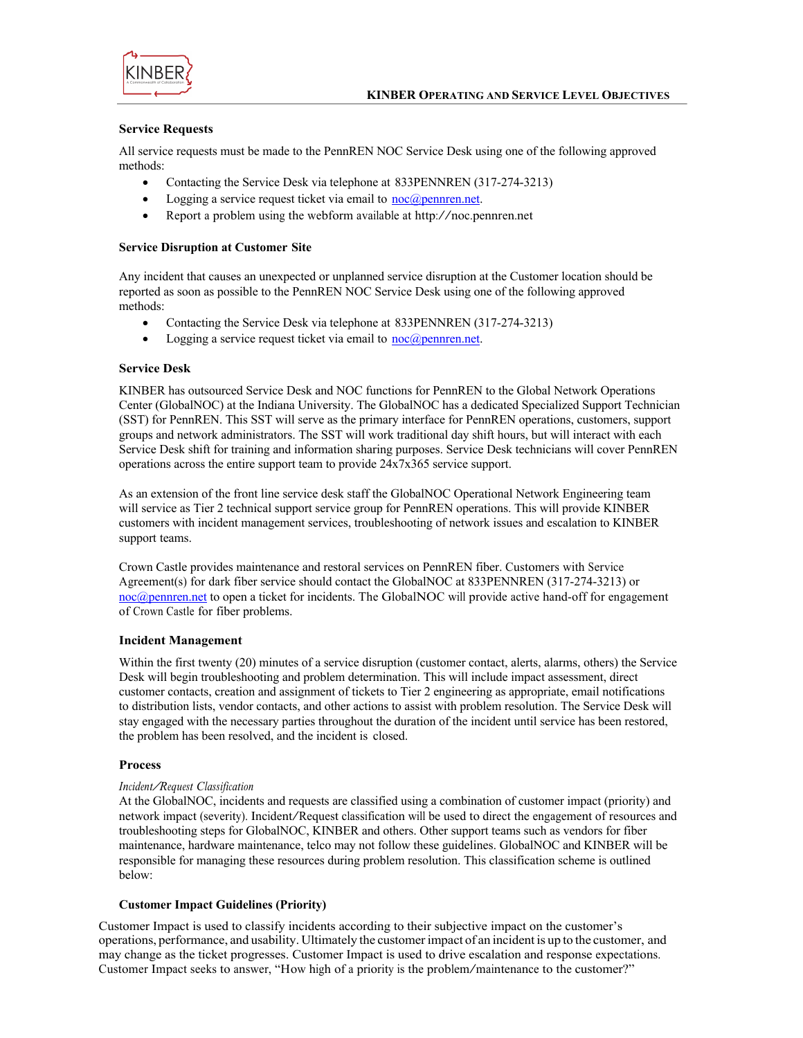### Service Requests

All service requests must be made to the PennREN NOC Service Desk using one of the following approved methods:

- Contacting the Service Desk via telephone at 833PENNREN (317-274-3213)
- Logging a service request ticket via email to noc@pennren.net.
- Report a problem using the webform available at http://noc.pennren.net

### Service Disruption at Customer Site

Any incident that causes an unexpected or unplanned service disruption at the Customer location should be reported as soon as possible to the PennREN NOC Service Desk using one of the following approved methods:

- Contacting the Service Desk via telephone at 833PENNREN (317-274-3213)
- Logging a service request ticket via email to noc@pennren.net.

### Service Desk

KINBER has outsourced Service Desk and NOC functions for PennREN to the Global Network Operations Center (GlobalNOC) at the Indiana University. The GlobalNOC has a dedicated Specialized Support Technician (SST) for PennREN. This SST will serve as the primary interface for PennREN operations, customers, support groups and network administrators. The SST will work traditional day shift hours, but will interact with each Service Desk shift for training and information sharing purposes. Service Desk technicians will cover PennREN operations across the entire support team to provide 24x7x365 service support.

As an extension of the front line service desk staff the GlobalNOC Operational Network Engineering team will service as Tier 2 technical support service group for PennREN operations. This will provide KINBER customers with incident management services, troubleshooting of network issues and escalation to KINBER support teams.

Crown Castle provides maintenance and restoral services on PennREN fiber. Customers with Service Agreement(s) for dark fiber service should contact the GlobalNOC at 833PENNREN (317-274-3213) or noc@pennren.net to open a ticket for incidents. The GlobalNOC will provide active hand-off for engagement of Crown Castle for fiber problems.

### Incident Management

Within the first twenty (20) minutes of a service disruption (customer contact, alerts, alarms, others) the Service Desk will begin troubleshooting and problem determination. This will include impact assessment, direct customer contacts, creation and assignment of tickets to Tier 2 engineering as appropriate, email notifications to distribution lists, vendor contacts, and other actions to assist with problem resolution. The Service Desk will stay engaged with the necessary parties throughout the duration of the incident until service has been restored, the problem has been resolved, and the incident is closed.

### Process

*Incident/Request Classification*

At the GlobalNOC, incidents and requests are classified using a combination of customer impact (priority) and network impact (severity). Incident/Request classification will be used to direct the engagement of resources and troubleshooting steps for GlobalNOC, KINBER and others. Other support teams such as vendors for fiber maintenance, hardware maintenance, telco may not follow these guidelines. GlobalNOC and KINBER will be responsible for managing these resources during problem resolution. This classification scheme is outlined below:

### Customer Impact Guidelines (Priority)

Customer Impact is used to classify incidents according to their subjective impact on the customer's operations, performance, and usability. Ultimately the customer impact of an incident is up to the customer, and may change as the ticket progresses. Customer Impact is used to drive escalation and response expectations. Customer Impact seeks to answer, "How high of a priority is the problem/maintenance to the customer?"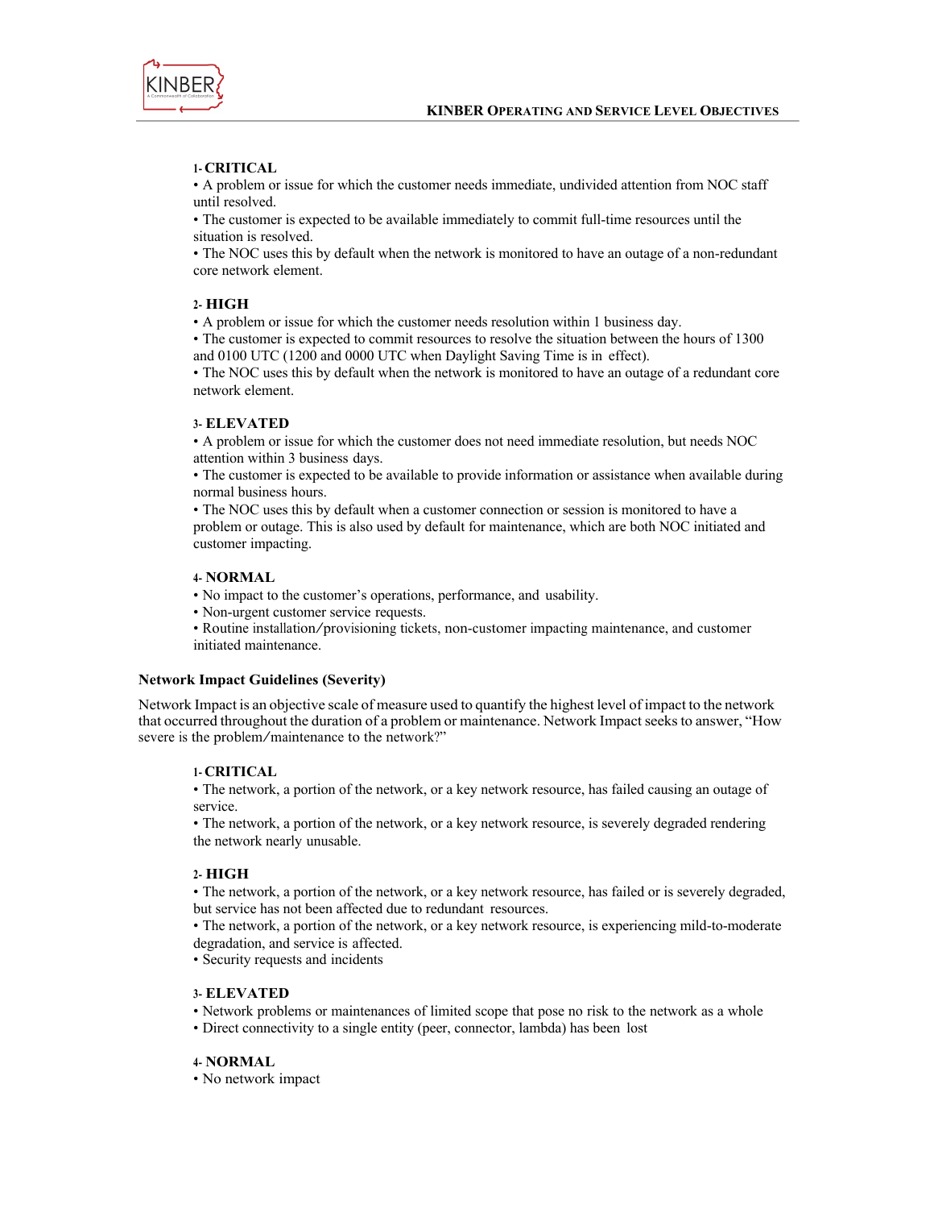**1- CRITICAL**

- A problem or issue for which the customer needs immediate, undivided attention from NOC staff until resolved.
- The customer is expected to be available immediately to commit full-time resources until the situation is resolved.
- The NOC uses this by default when the network is monitored to have an outage of a non-redundant core network element.

**2- HIGH**

- A problem or issue for which the customer needs resolution within 1 business day.
- The customer is expected to commit resources to resolve the situation between the hours of 1300 and 0100 UTC (1200 and 0000 UTC when Daylight Saving Time is in effect).
- The NOC uses this by default when the network is monitored to have an outage of a redundant core network element.

**3- ELEVATED**

- A problem or issue for which the customer does not need immediate resolution, but needs NOC attention within 3 business days.
- The customer is expected to be available to provide information or assistance when available during normal business hours.
- The NOC uses this by default when a customer connection or session is monitored to have a problem or outage. This is also used by default for maintenance, which are both NOC initiated and customer impacting.

**4- NORMAL**

- No impact to the customer's operations, performance, and usability.
- Non-urgent customer service requests.
- Routine installation/provisioning tickets, non-customer impacting maintenance, and customer initiated maintenance.

### Network Impact Guidelines (Severity)

Network Impact is an objective scale of measure used to quantify the highest level of impact to the network that occurred throughout the duration of a problem or maintenance. Network Impact seeks to answer, "How severe is the problem/maintenance to the network?"

**1- CRITICAL**

- The network, a portion of the network, or a key network resource, has failed causing an outage of service.
- The network, a portion of the network, or a key network resource, is severely degraded rendering the network nearly unusable.

**2- HIGH**

- The network, a portion of the network, or a key network resource, has failed or is severely degraded, but service has not been affected due to redundant resources.
- The network, a portion of the network, or a key network resource, is experiencing mild-to-moderate degradation, and service is affected.
- Security requests and incidents

**3- ELEVATED**

- Network problems or maintenances of limited scope that pose no risk to the network as a whole
- Direct connectivity to a single entity (peer, connector, lambda) has been lost

**4- NORMAL**

- No network impact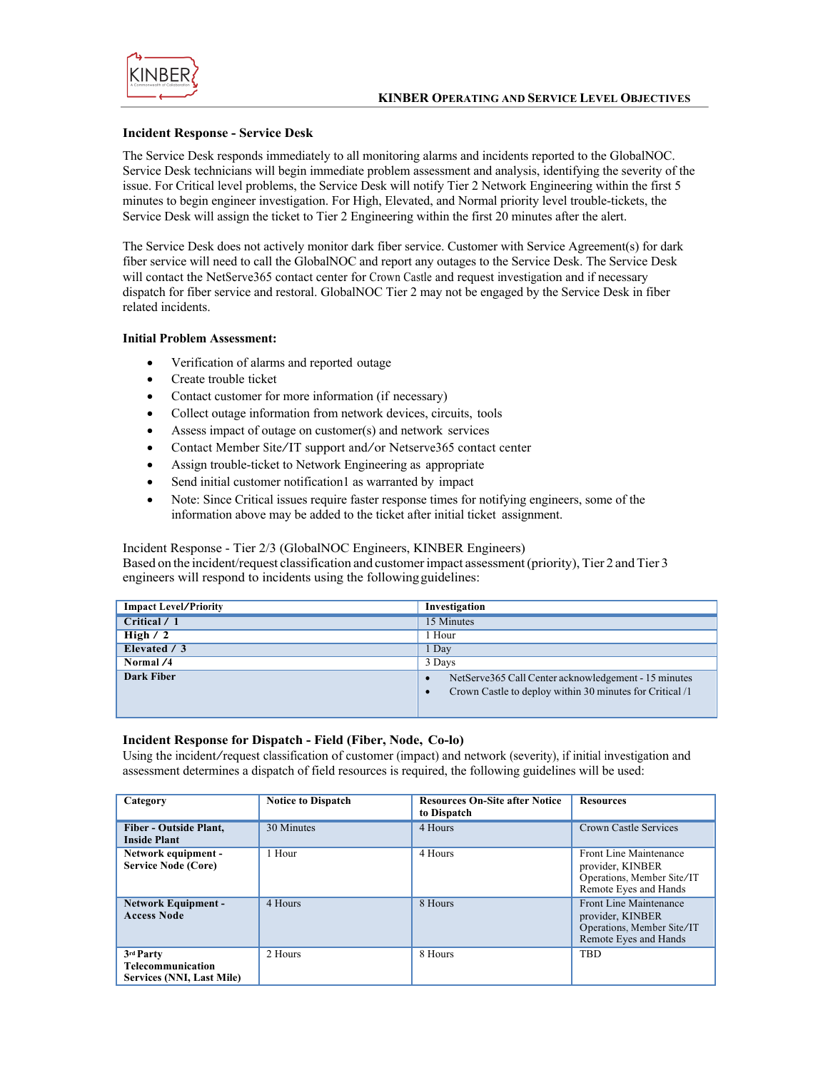### Incident Response - Service Desk

The Service Desk responds immediately to all monitoring alarms and incidents reported to the GlobalNOC. Service Desk technicians will begin immediate problem assessment and analysis, identifying the severity of the issue. For Critical level problems, the Service Desk will notify Tier 2 Network Engineering within the first 5 minutes to begin engineer investigation. For High, Elevated, and Normal priority level trouble-tickets, the Service Desk will assign the ticket to Tier 2 Engineering within the first 20 minutes after the alert.

The Service Desk does not actively monitor dark fiber service. Customer with Service Agreement(s) for dark fiber service will need to call the GlobalNOC and report any outages to the Service Desk. The Service Desk will contact the NetServe365 contact center for Crown Castle and request investigation and if necessary dispatch for fiber service and restoral. GlobalNOC Tier 2 may not be engaged by the Service Desk in fiber related incidents.

#### Initial Problem Assessment:

- Verification of alarms and reported outage
- Create trouble ticket
- Contact customer for more information (if necessary)
- Collect outage information from network devices, circuits, tools
- Assess impact of outage on customer(s) and network services
- Contact Member Site/IT support and/or Netserve365 contact center
- Assign trouble-ticket to Network Engineering as appropriate
- Send initial customer notification1 as warranted by impact
- Note: Since Critical issues require faster response times for notifying engineers, some of the information above may be added to the ticket after initial ticket assignment.

Incident Response - Tier 2/3 (GlobalNOC Engineers, KINBER Engineers)
Based on the incident/request classification and customer impact assessment (priority), Tier 2 and Tier 3 engineers will respond to incidents using the following guidelines:

| Impact Level/Priority | Investigation |
|---|---|
| **Critical / 1** | 15 Minutes |
| **High / 2** | 1 Hour |
| **Elevated / 3** | 1 Day |
| **Normal /4** | 3 Days |
| **Dark Fiber** | • NetServe365 Call Center acknowledgement - 15 minutes<br>• Crown Castle to deploy within 30 minutes for Critical /1 |

### Incident Response for Dispatch - Field (Fiber, Node, Co-lo)

Using the incident/request classification of customer (impact) and network (severity), if initial investigation and assessment determines a dispatch of field resources is required, the following guidelines will be used:

| Category | Notice to Dispatch | Resources On-Site after Notice to Dispatch | Resources |
|---|---|---|---|
| **Fiber - Outside Plant, Inside Plant** | 30 Minutes | 4 Hours | Crown Castle Services |
| **Network equipment - Service Node (Core)** | 1 Hour | 4 Hours | Front Line Maintenance provider, KINBER Operations, Member Site/IT Remote Eyes and Hands |
| **Network Equipment - Access Node** | 4 Hours | 8 Hours | Front Line Maintenance provider, KINBER Operations, Member Site/IT Remote Eyes and Hands |
| **3rd Party Telecommunication Services (NNI, Last Mile)** | 2 Hours | 8 Hours | TBD |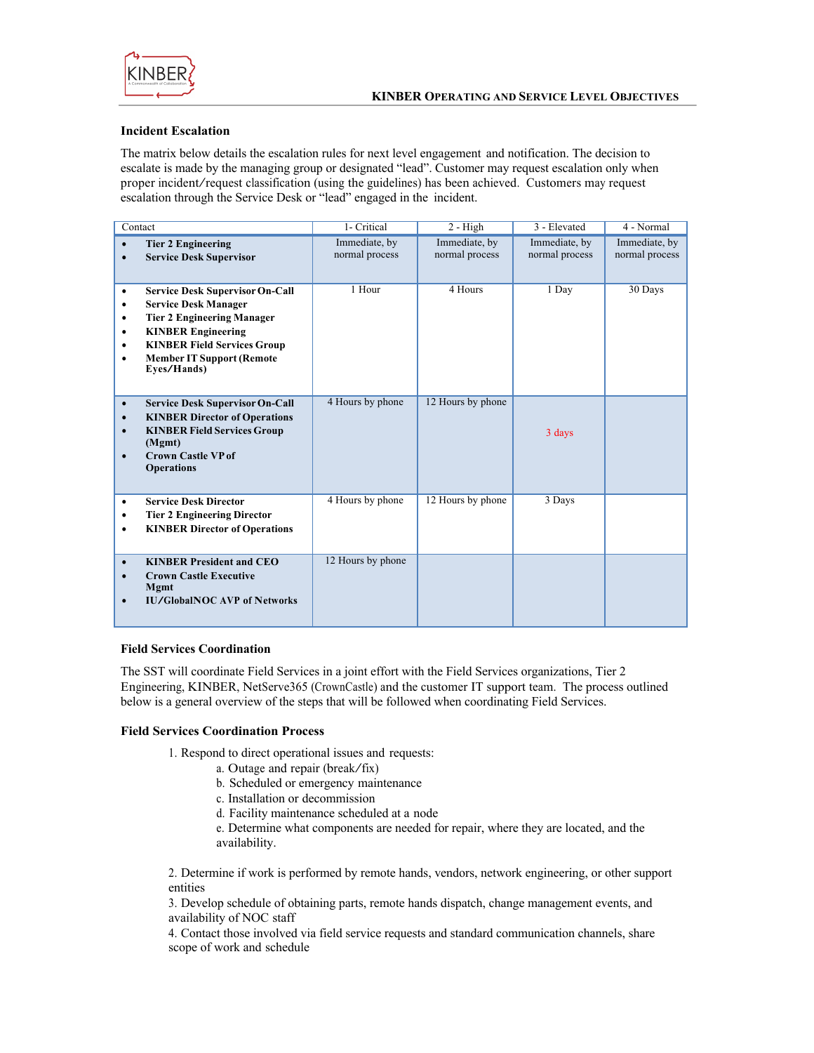## Incident Escalation

The matrix below details the escalation rules for next level engagement and notification. The decision to escalate is made by the managing group or designated "lead". Customer may request escalation only when proper incident/request classification (using the guidelines) has been achieved. Customers may request escalation through the Service Desk or "lead" engaged in the incident.

| Contact | 1- Critical | 2 - High | 3 - Elevated | 4 - Normal |
|---|---|---|---|---|
| • **Tier 2 Engineering**<br>• **Service Desk Supervisor** | Immediate, by normal process | Immediate, by normal process | Immediate, by normal process | Immediate, by normal process |
| • **Service Desk Supervisor On-Call**<br>• **Service Desk Manager**<br>• **Tier 2 Engineering Manager**<br>• **KINBER Engineering**<br>• **KINBER Field Services Group**<br>• **Member IT Support (Remote Eyes/Hands)** | 1 Hour | 4 Hours | 1 Day | 30 Days |
| • **Service Desk Supervisor On-Call**<br>• **KINBER Director of Operations**<br>• **KINBER Field Services Group (Mgmt)**<br>• **Crown Castle VP of Operations** | 4 Hours by phone | 12 Hours by phone | 3 days | |
| • **Service Desk Director**<br>• **Tier 2 Engineering Director**<br>• **KINBER Director of Operations** | 4 Hours by phone | 12 Hours by phone | 3 Days | |
| • **KINBER President and CEO**<br>• **Crown Castle Executive Mgmt**<br>• **IU/GlobalNOC AVP of Networks** | 12 Hours by phone | | | |

## Field Services Coordination

The SST will coordinate Field Services in a joint effort with the Field Services organizations, Tier 2 Engineering, KINBER, NetServe365 (CrownCastle) and the customer IT support team. The process outlined below is a general overview of the steps that will be followed when coordinating Field Services.

## Field Services Coordination Process

1. Respond to direct operational issues and requests:
   a. Outage and repair (break/fix)
   b. Scheduled or emergency maintenance
   c. Installation or decommission
   d. Facility maintenance scheduled at a node
   e. Determine what components are needed for repair, where they are located, and the availability.

2. Determine if work is performed by remote hands, vendors, network engineering, or other support entities
3. Develop schedule of obtaining parts, remote hands dispatch, change management events, and availability of NOC staff
4. Contact those involved via field service requests and standard communication channels, share scope of work and schedule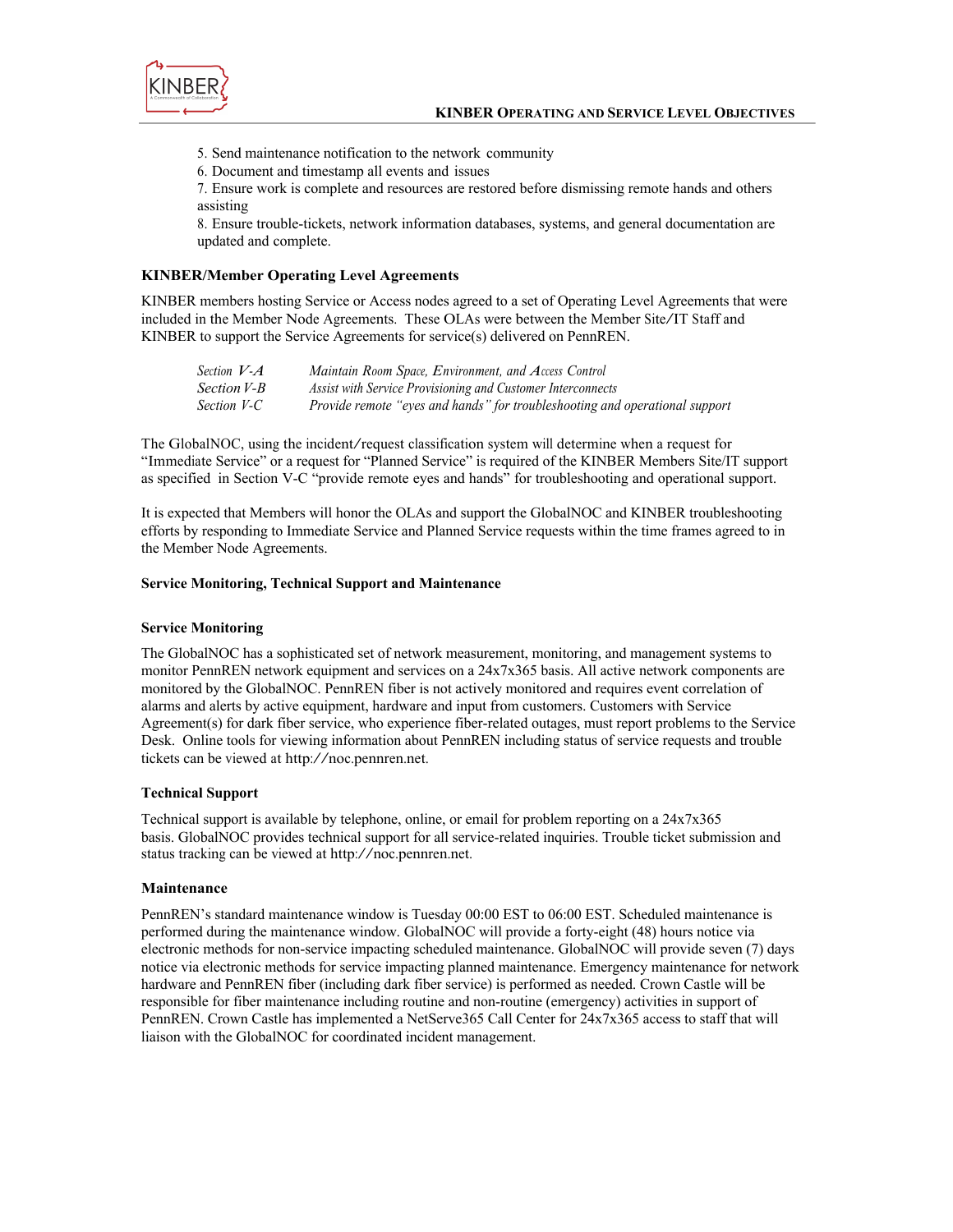5. Send maintenance notification to the network community
6. Document and timestamp all events and issues
7. Ensure work is complete and resources are restored before dismissing remote hands and others assisting
8. Ensure trouble-tickets, network information databases, systems, and general documentation are updated and complete.

### KINBER/Member Operating Level Agreements

KINBER members hosting Service or Access nodes agreed to a set of Operating Level Agreements that were included in the Member Node Agreements. These OLAs were between the Member Site/IT Staff and KINBER to support the Service Agreements for service(s) delivered on PennREN.

| | |
|---|---|
| *Section V-A* | *Maintain Room Space, Environment, and Access Control* |
| *Section V-B* | *Assist with Service Provisioning and Customer Interconnects* |
| *Section V-C* | *Provide remote "eyes and hands" for troubleshooting and operational support* |

The GlobalNOC, using the incident/request classification system will determine when a request for "Immediate Service" or a request for "Planned Service" is required of the KINBER Members Site/IT support as specified in Section V-C "provide remote eyes and hands" for troubleshooting and operational support.

It is expected that Members will honor the OLAs and support the GlobalNOC and KINBER troubleshooting efforts by responding to Immediate Service and Planned Service requests within the time frames agreed to in the Member Node Agreements.

### Service Monitoring, Technical Support and Maintenance

#### Service Monitoring

The GlobalNOC has a sophisticated set of network measurement, monitoring, and management systems to monitor PennREN network equipment and services on a 24x7x365 basis. All active network components are monitored by the GlobalNOC. PennREN fiber is not actively monitored and requires event correlation of alarms and alerts by active equipment, hardware and input from customers. Customers with Service Agreement(s) for dark fiber service, who experience fiber-related outages, must report problems to the Service Desk. Online tools for viewing information about PennREN including status of service requests and trouble tickets can be viewed at http://noc.pennren.net.

#### Technical Support

Technical support is available by telephone, online, or email for problem reporting on a 24x7x365 basis. GlobalNOC provides technical support for all service-related inquiries. Trouble ticket submission and status tracking can be viewed at http://noc.pennren.net.

#### Maintenance

PennREN's standard maintenance window is Tuesday 00:00 EST to 06:00 EST. Scheduled maintenance is performed during the maintenance window. GlobalNOC will provide a forty-eight (48) hours notice via electronic methods for non-service impacting scheduled maintenance. GlobalNOC will provide seven (7) days notice via electronic methods for service impacting planned maintenance. Emergency maintenance for network hardware and PennREN fiber (including dark fiber service) is performed as needed. Crown Castle will be responsible for fiber maintenance including routine and non-routine (emergency) activities in support of PennREN. Crown Castle has implemented a NetServe365 Call Center for 24x7x365 access to staff that will liaison with the GlobalNOC for coordinated incident management.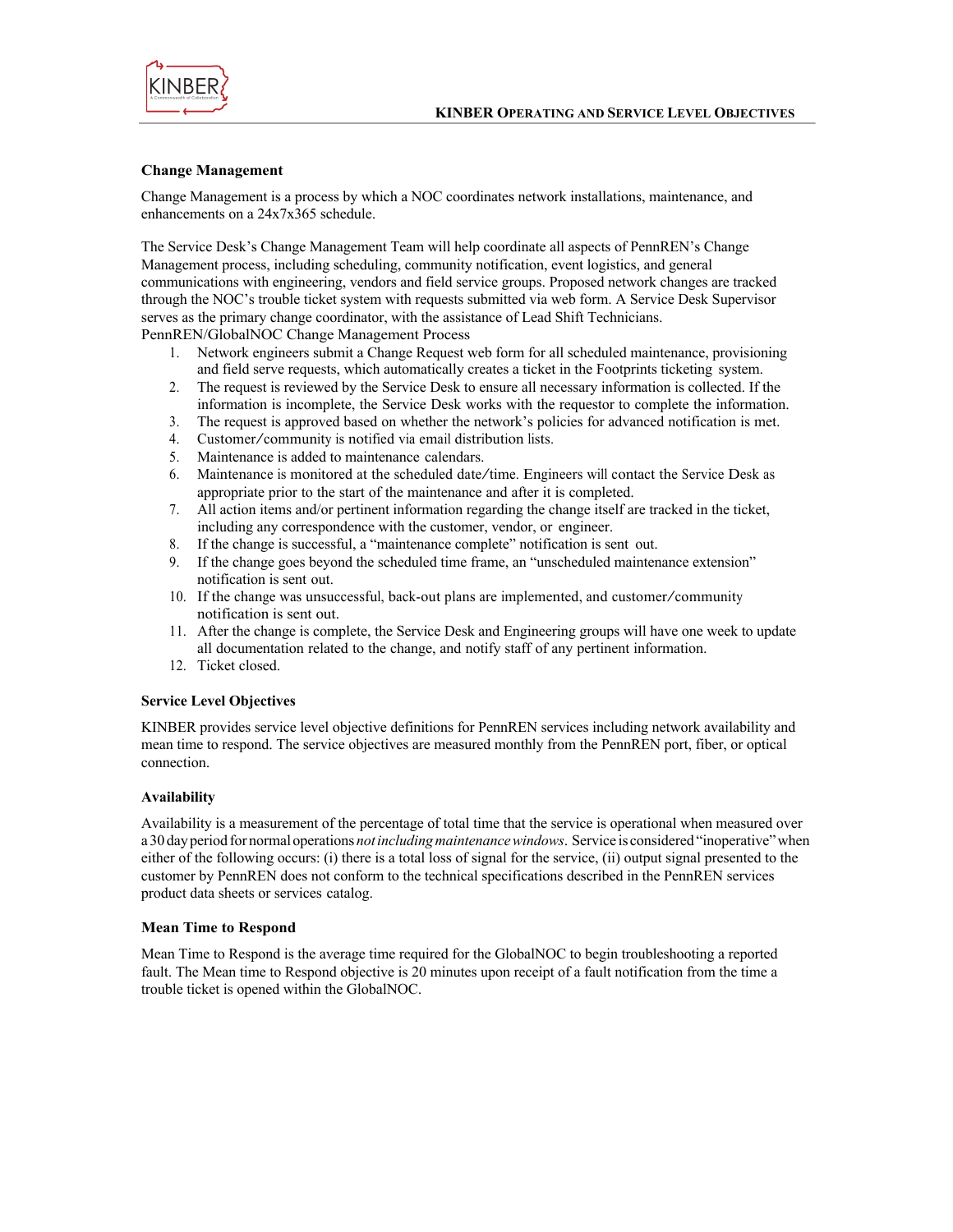### Change Management

Change Management is a process by which a NOC coordinates network installations, maintenance, and enhancements on a 24x7x365 schedule.

The Service Desk's Change Management Team will help coordinate all aspects of PennREN's Change Management process, including scheduling, community notification, event logistics, and general communications with engineering, vendors and field service groups. Proposed network changes are tracked through the NOC's trouble ticket system with requests submitted via web form. A Service Desk Supervisor serves as the primary change coordinator, with the assistance of Lead Shift Technicians.

PennREN/GlobalNOC Change Management Process

1. Network engineers submit a Change Request web form for all scheduled maintenance, provisioning and field serve requests, which automatically creates a ticket in the Footprints ticketing system.
2. The request is reviewed by the Service Desk to ensure all necessary information is collected. If the information is incomplete, the Service Desk works with the requestor to complete the information.
3. The request is approved based on whether the network's policies for advanced notification is met.
4. Customer/community is notified via email distribution lists.
5. Maintenance is added to maintenance calendars.
6. Maintenance is monitored at the scheduled date/time. Engineers will contact the Service Desk as appropriate prior to the start of the maintenance and after it is completed.
7. All action items and/or pertinent information regarding the change itself are tracked in the ticket, including any correspondence with the customer, vendor, or engineer.
8. If the change is successful, a "maintenance complete" notification is sent out.
9. If the change goes beyond the scheduled time frame, an "unscheduled maintenance extension" notification is sent out.
10. If the change was unsuccessful, back-out plans are implemented, and customer/community notification is sent out.
11. After the change is complete, the Service Desk and Engineering groups will have one week to update all documentation related to the change, and notify staff of any pertinent information.
12. Ticket closed.

### Service Level Objectives

KINBER provides service level objective definitions for PennREN services including network availability and mean time to respond. The service objectives are measured monthly from the PennREN port, fiber, or optical connection.

### Availability

Availability is a measurement of the percentage of total time that the service is operational when measured over a 30 day period for normal operations *not including maintenance windows*. Service is considered "inoperative" when either of the following occurs: (i) there is a total loss of signal for the service, (ii) output signal presented to the customer by PennREN does not conform to the technical specifications described in the PennREN services product data sheets or services catalog.

### Mean Time to Respond

Mean Time to Respond is the average time required for the GlobalNOC to begin troubleshooting a reported fault. The Mean time to Respond objective is 20 minutes upon receipt of a fault notification from the time a trouble ticket is opened within the GlobalNOC.